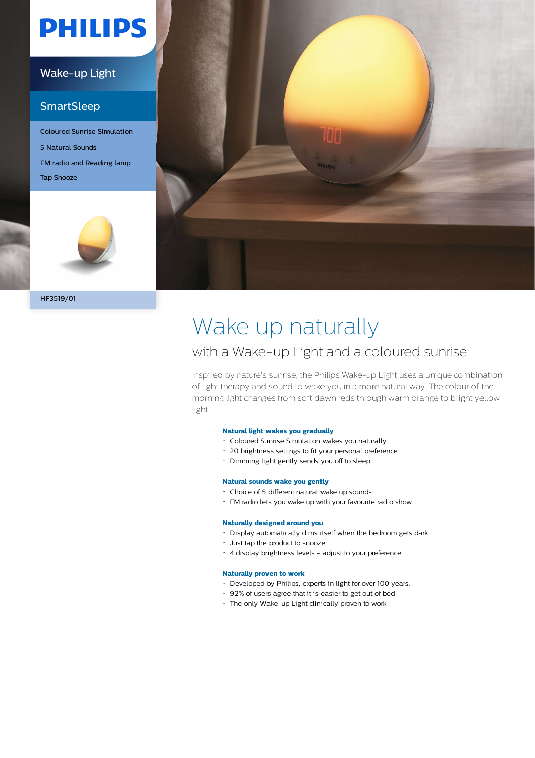PHILIPS

Wake-up Light

SmartSleep

Coloured Sunrise Simulation

5 Natural Sounds

FM radio and Reading lamp

Tap Snooze

HF3519/01

# Wake up naturally

## with a Wake-up Light and a coloured sunrise

Inspired by nature's sunrise, the Philips Wake-up Light uses a unique combination of light therapy and sound to wake you in a more natural way. The colour of the morning light changes from soft dawn reds through warm orange to bright yellow light.

**Natural light wakes you gradually**

- Coloured Sunrise Simulation wakes you naturally
- 20 brightness settings to fit your personal preference
- Dimming light gently sends you off to sleep

**Natural sounds wake you gently**

- Choice of 5 different natural wake up sounds
- FM radio lets you wake up with your favourite radio show

**Naturally designed around you**

- Display automatically dims itself when the bedroom gets dark
- Just tap the product to snooze
- 4 display brightness levels - adjust to your preference

**Naturally proven to work**

- Developed by Philips, experts in light for over 100 years.
- 92% of users agree that it is easier to get out of bed
- The only Wake-up Light clinically proven to work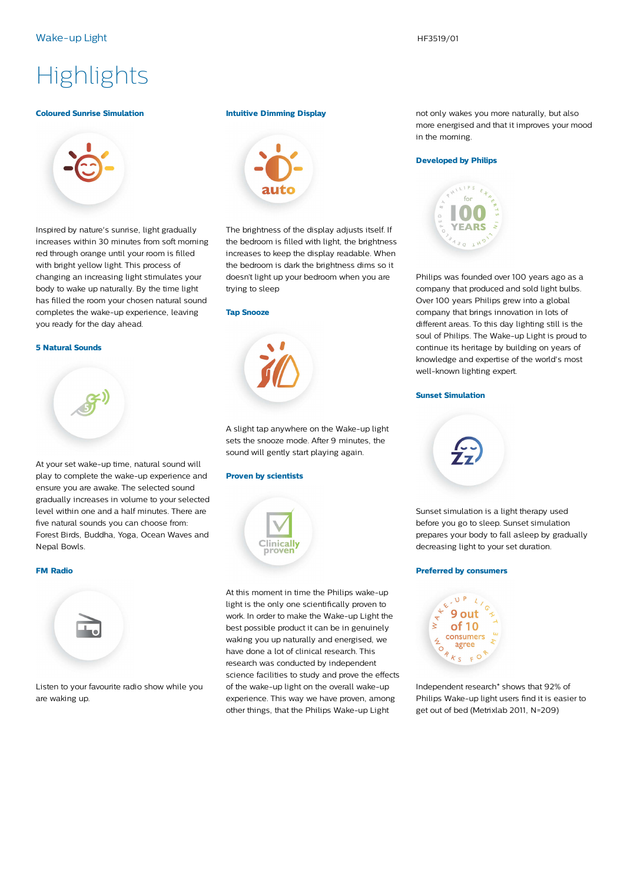# Highlights

### Coloured Sunrise Simulation

Inspired by nature's sunrise, light gradually increases within 30 minutes from soft morning red through orange until your room is filled with bright yellow light. This process of changing an increasing light stimulates your body to wake up naturally. By the time light has filled the room your chosen natural sound completes the wake-up experience, leaving you ready for the day ahead.

### 5 Natural Sounds

At your set wake-up time, natural sound will play to complete the wake-up experience and ensure you are awake. The selected sound gradually increases in volume to your selected level within one and a half minutes. There are five natural sounds you can choose from: Forest Birds, Buddha, Yoga, Ocean Waves and Nepal Bowls.

### FM Radio

Listen to your favourite radio show while you are waking up.

### Intuitive Dimming Display

The brightness of the display adjusts itself. If the bedroom is filled with light, the brightness increases to keep the display readable. When the bedroom is dark the brightness dims so it doesn't light up your bedroom when you are trying to sleep

### Tap Snooze

A slight tap anywhere on the Wake-up light sets the snooze mode. After 9 minutes, the sound will gently start playing again.

### Proven by scientists

At this moment in time the Philips wake-up light is the only one scientifically proven to work. In order to make the Wake-up Light the best possible product it can be in genuinely waking you up naturally and energised, we have done a lot of clinical research. This research was conducted by independent science facilities to study and prove the effects of the wake-up light on the overall wake-up experience. This way we have proven, among other things, that the Philips Wake-up Light not only wakes you more naturally, but also more energised and that it improves your mood in the morning.

### Developed by Philips

Philips was founded over 100 years ago as a company that produced and sold light bulbs. Over 100 years Philips grew into a global company that brings innovation in lots of different areas. To this day lighting still is the soul of Philips. The Wake-up Light is proud to continue its heritage by building on years of knowledge and expertise of the world's most well-known lighting expert.

### Sunset Simulation

Sunset simulation is a light therapy used before you go to sleep. Sunset simulation prepares your body to fall asleep by gradually decreasing light to your set duration.

### Preferred by consumers

Independent research* shows that 92% of Philips Wake-up light users find it is easier to get out of bed (Metrixlab 2011, N=209)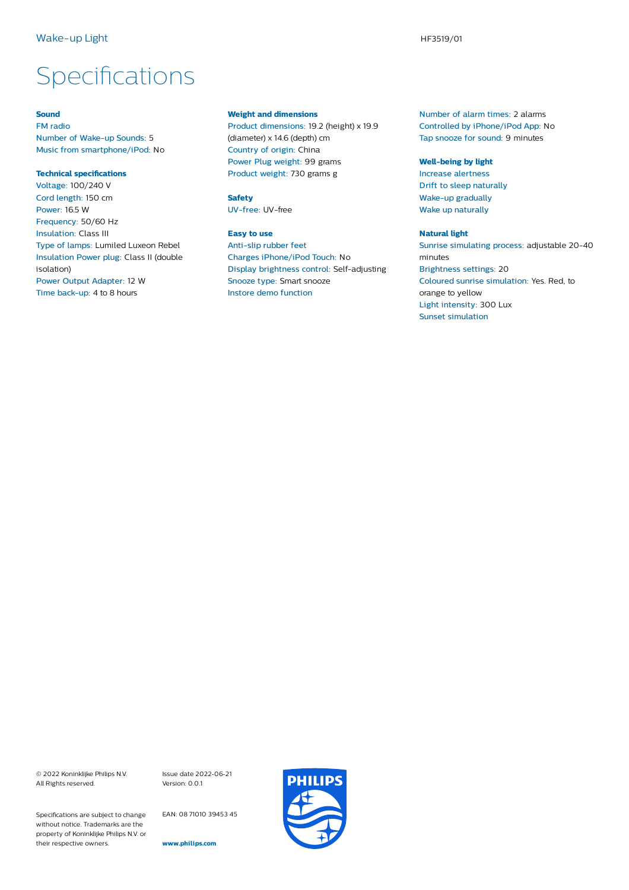# Specifications

### Sound

- FM radio
- Number of Wake-up Sounds: 5
- Music from smartphone/iPod: No

### Technical specifications

- Voltage: 100/240 V
- Cord length: 150 cm
- Power: 16.5 W
- Frequency: 50/60 Hz
- Insulation: Class III
- Type of lamps: Lumiled Luxeon Rebel
- Insulation Power plug: Class II (double isolation)
- Power Output Adapter: 12 W
- Time back-up: 4 to 8 hours

### Weight and dimensions

- Product dimensions: 19.2 (height) x 19.9 (diameter) x 14.6 (depth) cm
- Country of origin: China
- Power Plug weight: 99 grams
- Product weight: 730 grams g

### Safety

- UV-free: UV-free

### Easy to use

- Anti-slip rubber feet
- Charges iPhone/iPod Touch: No
- Display brightness control: Self-adjusting
- Snooze type: Smart snooze
- Instore demo function
- Number of alarm times: 2 alarms
- Controlled by iPhone/iPod App: No
- Tap snooze for sound: 9 minutes

### Well-being by light

- Increase alertness
- Drift to sleep naturally
- Wake-up gradually
- Wake up naturally

### Natural light

- Sunrise simulating process: adjustable 20-40 minutes
- Brightness settings: 20
- Coloured sunrise simulation: Yes. Red, to orange to yellow
- Light intensity: 300 Lux
- Sunset simulation

© 2022 Koninklijke Philips N.V.
All Rights reserved.

Issue date 2022-06-21
Version: 0.0.1

Specifications are subject to change without notice. Trademarks are the property of Koninklijke Philips N.V. or their respective owners.

EAN: 08 71010 39453 45

**www.philips.com**